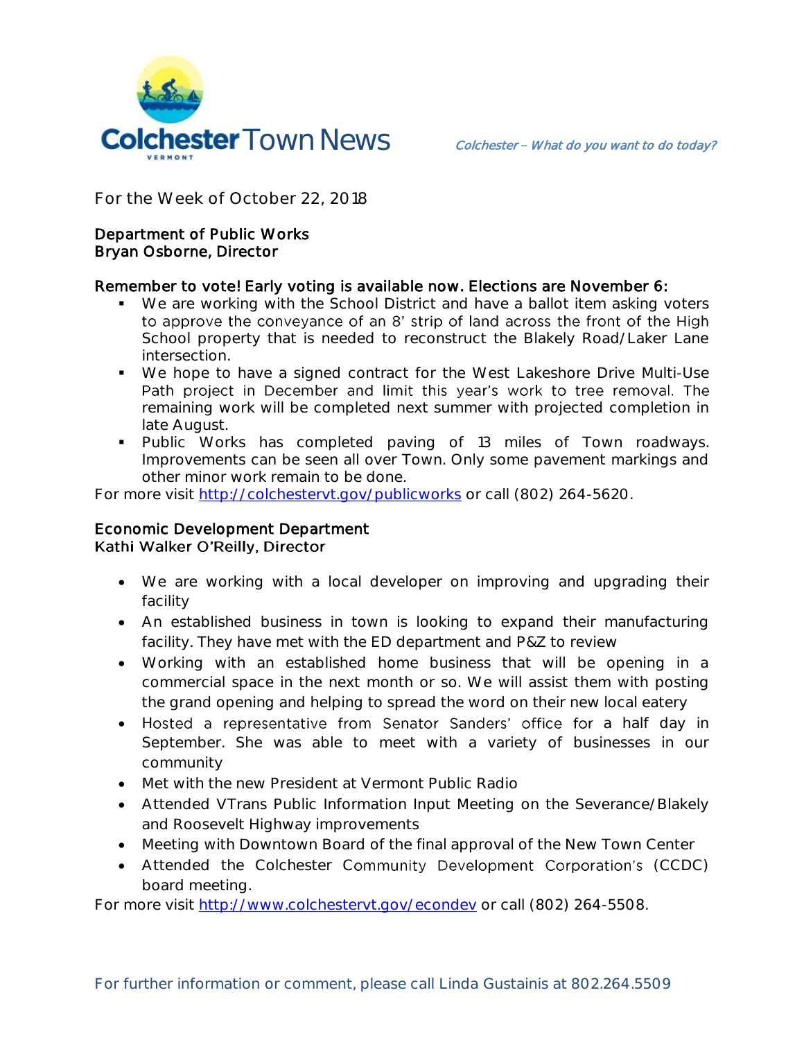# Colchester Town News

*Colchester – What do you want to do today?*

For the Week of October 22, 2018

**Department of Public Works**
**Bryan Osborne, Director**

**Remember to vote! Early voting is available now. Elections are November 6:**

- We are working with the School District and have a ballot item asking voters to approve the conveyance of an 8' strip of land across the front of the High School property that is needed to reconstruct the Blakely Road/Laker Lane intersection.
- We hope to have a signed contract for the West Lakeshore Drive Multi-Use Path project in December and limit this year's work to tree removal. The remaining work will be completed next summer with projected completion in late August.
- Public Works has completed paving of 13 miles of Town roadways. Improvements can be seen all over Town. Only some pavement markings and other minor work remain to be done.

For more visit http://colchestervt.gov/publicworks or call (802) 264-5620.

**Economic Development Department**
**Kathi Walker O'Reilly, Director**

- We are working with a local developer on improving and upgrading their facility
- An established business in town is looking to expand their manufacturing facility. They have met with the ED department and P&Z to review
- Working with an established home business that will be opening in a commercial space in the next month or so. We will assist them with posting the grand opening and helping to spread the word on their new local eatery
- Hosted a representative from Senator Sanders' office for a half day in September. She was able to meet with a variety of businesses in our community
- Met with the new President at Vermont Public Radio
- Attended VTrans Public Information Input Meeting on the Severance/Blakely and Roosevelt Highway improvements
- Meeting with Downtown Board of the final approval of the New Town Center
- Attended the Colchester Community Development Corporation's (CCDC) board meeting.

For more visit http://www.colchestervt.gov/econdev or call (802) 264-5508.

For further information or comment, please call Linda Gustainis at 802.264.5509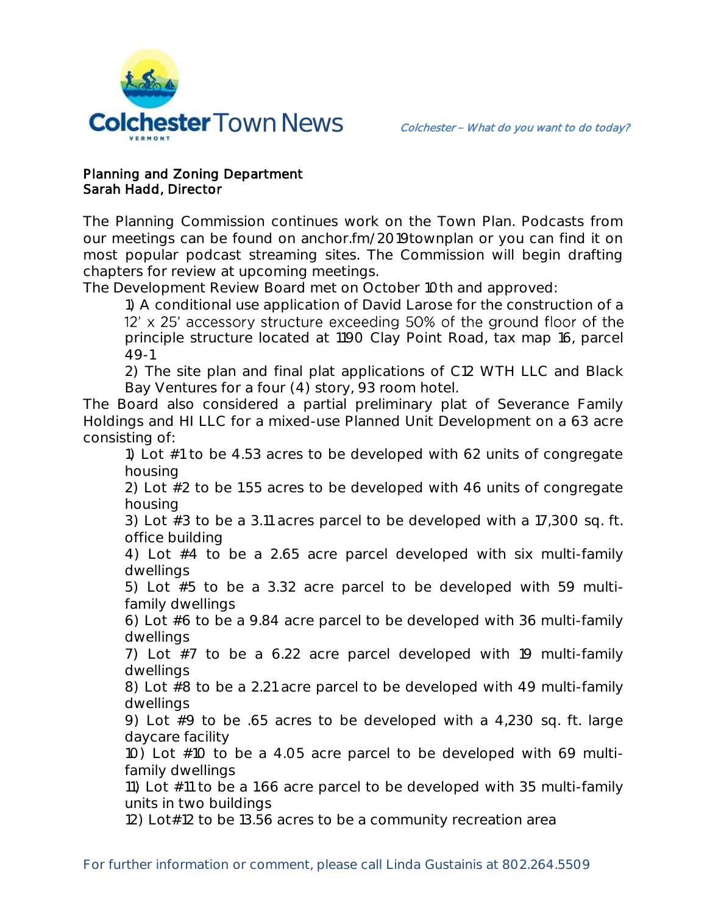**Planning and Zoning Department**
**Sarah Hadd, Director**

The Planning Commission continues work on the Town Plan. Podcasts from our meetings can be found on anchor.fm/2019townplan or you can find it on most popular podcast streaming sites. The Commission will begin drafting chapters for review at upcoming meetings.

The Development Review Board met on October 10th and approved:

1) A conditional use application of David Larose for the construction of a 12' x 25' accessory structure exceeding 50% of the ground floor of the principle structure located at 1190 Clay Point Road, tax map 16, parcel 49-1

2) The site plan and final plat applications of C12 WTH LLC and Black Bay Ventures for a four (4) story, 93 room hotel.

The Board also considered a partial preliminary plat of Severance Family Holdings and HI LLC for a mixed-use Planned Unit Development on a 63 acre consisting of:

1) Lot #1 to be 4.53 acres to be developed with 62 units of congregate housing

2) Lot #2 to be 1.55 acres to be developed with 46 units of congregate housing

3) Lot #3 to be a 3.11 acres parcel to be developed with a 17,300 sq. ft. office building

4) Lot #4 to be a 2.65 acre parcel developed with six multi-family dwellings

5) Lot #5 to be a 3.32 acre parcel to be developed with 59 multi-family dwellings

6) Lot #6 to be a 9.84 acre parcel to be developed with 36 multi-family dwellings

7) Lot #7 to be a 6.22 acre parcel developed with 19 multi-family dwellings

8) Lot #8 to be a 2.21 acre parcel to be developed with 49 multi-family dwellings

9) Lot #9 to be .65 acres to be developed with a 4,230 sq. ft. large daycare facility

10) Lot #10 to be a 4.05 acre parcel to be developed with 69 multi-family dwellings

11) Lot #11 to be a 1.66 acre parcel to be developed with 35 multi-family units in two buildings

12) Lot#12 to be 13.56 acres to be a community recreation area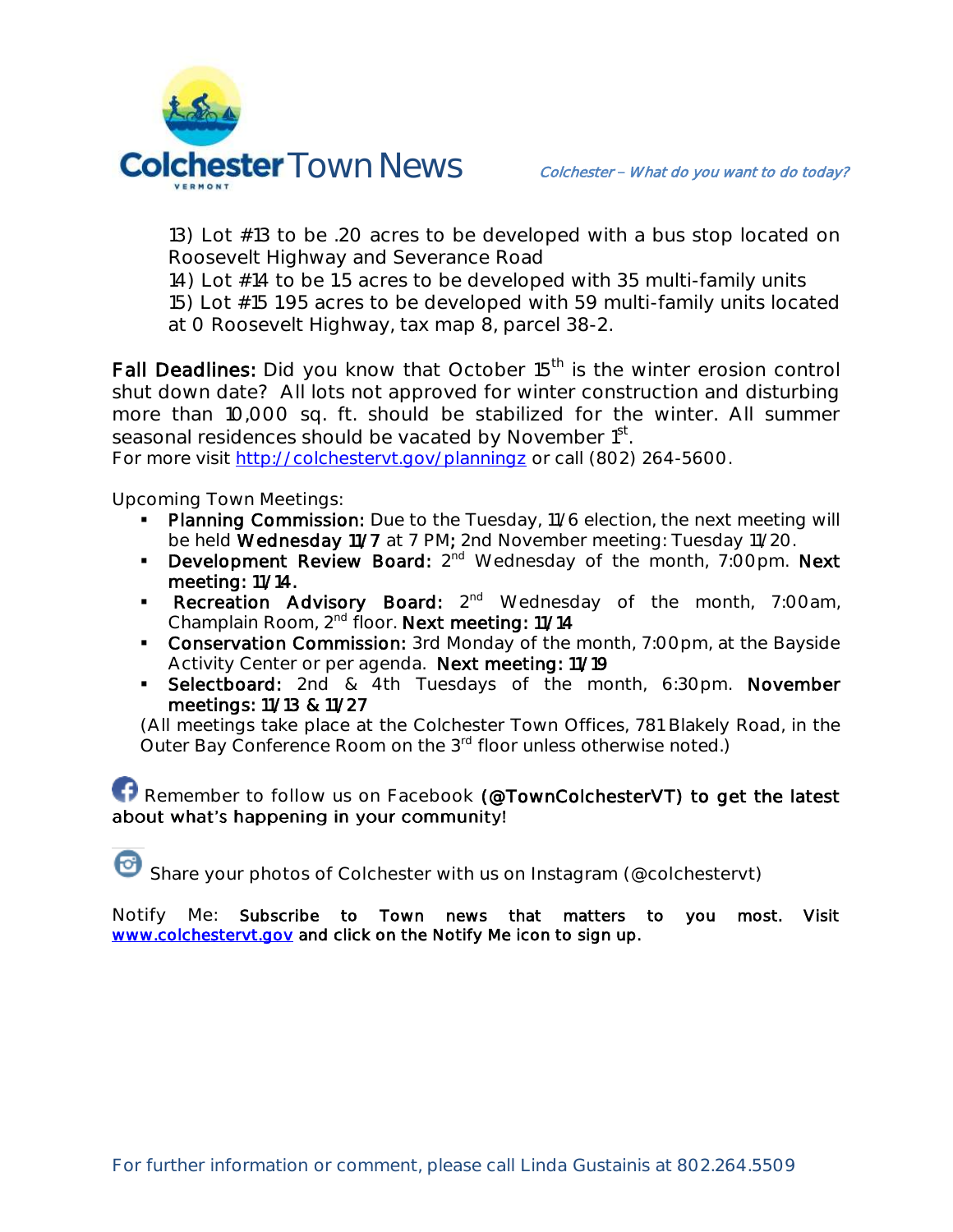13) Lot #13 to be .20 acres to be developed with a bus stop located on Roosevelt Highway and Severance Road
14) Lot #14 to be 1.5 acres to be developed with 35 multi-family units
15) Lot #15 1.95 acres to be developed with 59 multi-family units located at 0 Roosevelt Highway, tax map 8, parcel 38-2.

**Fall Deadlines:** Did you know that October 15th is the winter erosion control shut down date? All lots not approved for winter construction and disturbing more than 10,000 sq. ft. should be stabilized for the winter. All summer seasonal residences should be vacated by November 1st.
For more visit http://colchestervt.gov/planningz or call (802) 264-5600.

Upcoming Town Meetings:

- **Planning Commission:** Due to the Tuesday, 11/6 election, the next meeting will be held **Wednesday 11/7** at 7 PM**;** 2nd November meeting: Tuesday 11/20.
- **Development Review Board:** 2nd Wednesday of the month, 7:00pm. **Next meeting: 11/14.**
- **Recreation Advisory Board:** 2nd Wednesday of the month, 7:00am, Champlain Room, 2nd floor. **Next meeting: 11/14**
- **Conservation Commission:** 3rd Monday of the month, 7:00pm, at the Bayside Activity Center or per agenda. **Next meeting: 11/19**
- **Selectboard:** 2nd & 4th Tuesdays of the month, 6:30pm. **November meetings: 11/13 & 11/27**

(All meetings take place at the Colchester Town Offices, 781 Blakely Road, in the Outer Bay Conference Room on the 3rd floor unless otherwise noted.)

Remember to follow us on Facebook **(@TownColchesterVT) to get the latest about what's happening in your community!**

Share your photos of Colchester with us on Instagram (@colchestervt)

Notify Me: **Subscribe to Town news that matters to you most. Visit www.colchestervt.gov and click on the Notify Me icon to sign up.**

For further information or comment, please call Linda Gustainis at 802.264.5509